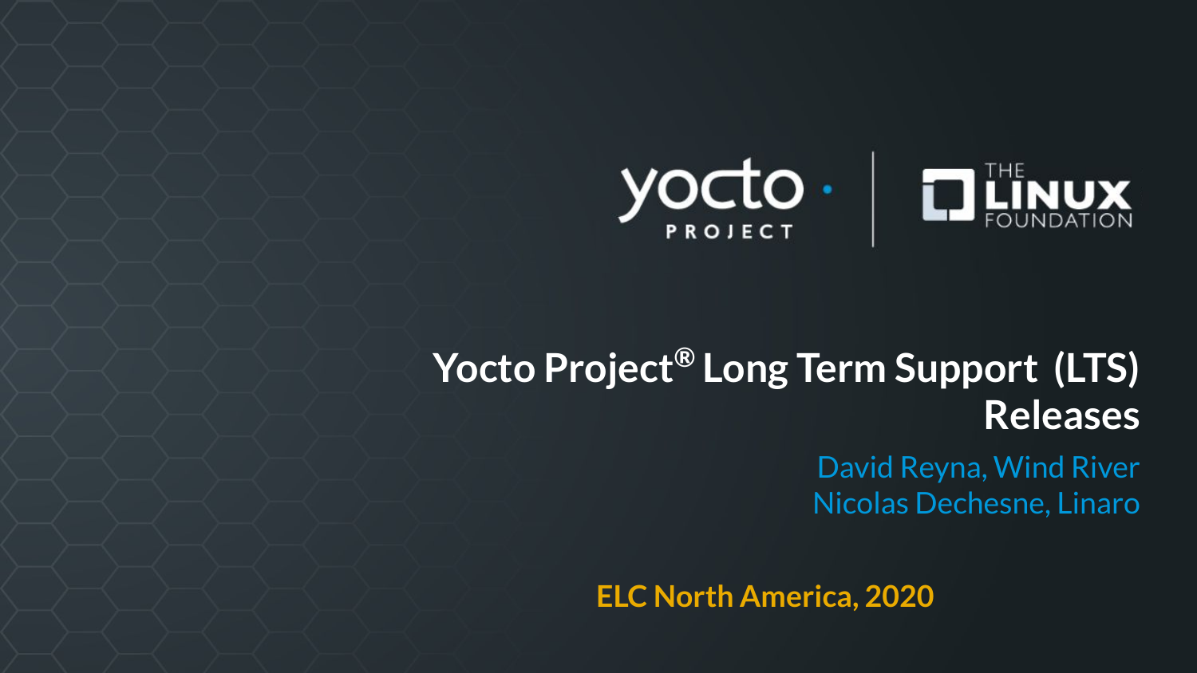# Yocto Project® Long Term Support (LTS) Releases

David Reyna, Wind River
Nicolas Dechesne, Linaro

ELC North America, 2020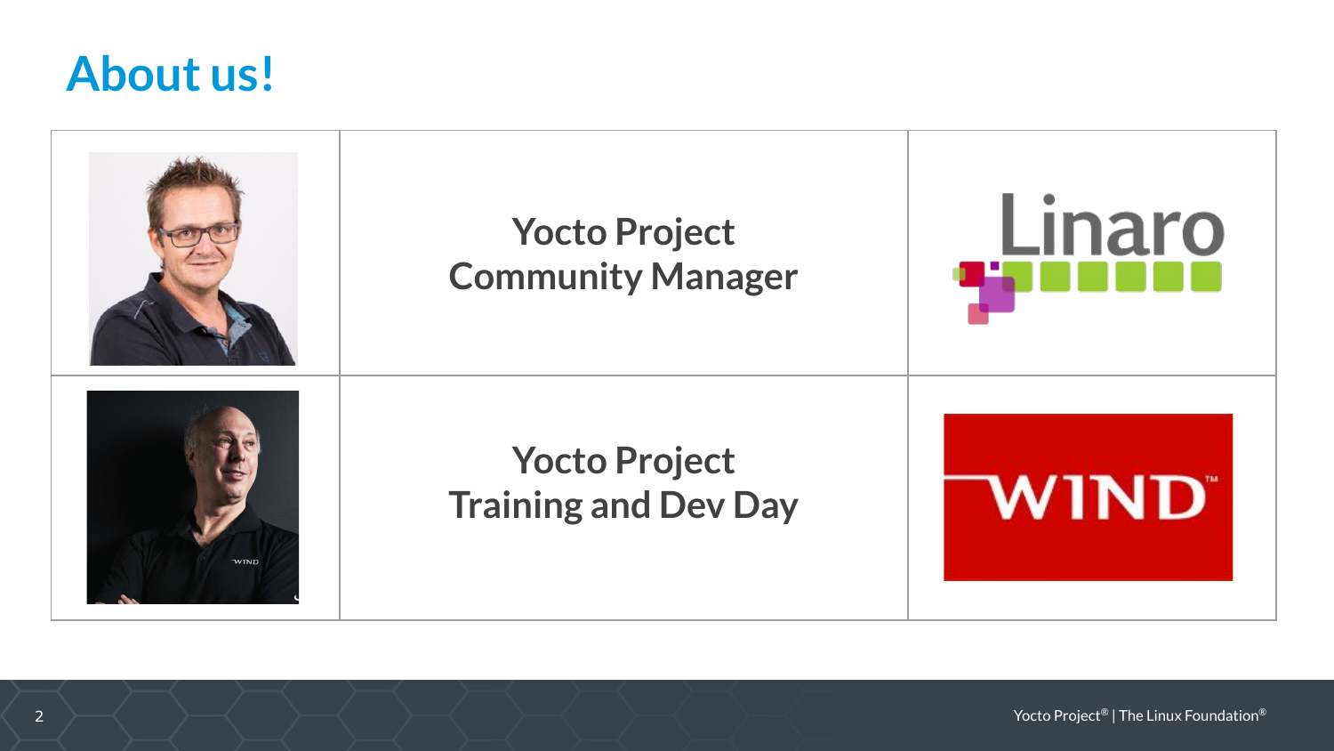# About us!

| | | |
|---|---|---|
| | Yocto Project Community Manager | Linaro |
| | Yocto Project Training and Dev Day | WIND |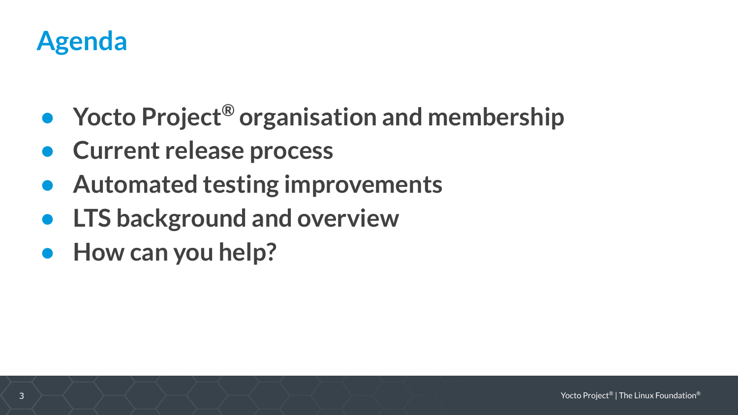# Agenda

- **Yocto Project® organisation and membership**
- **Current release process**
- **Automated testing improvements**
- **LTS background and overview**
- **How can you help?**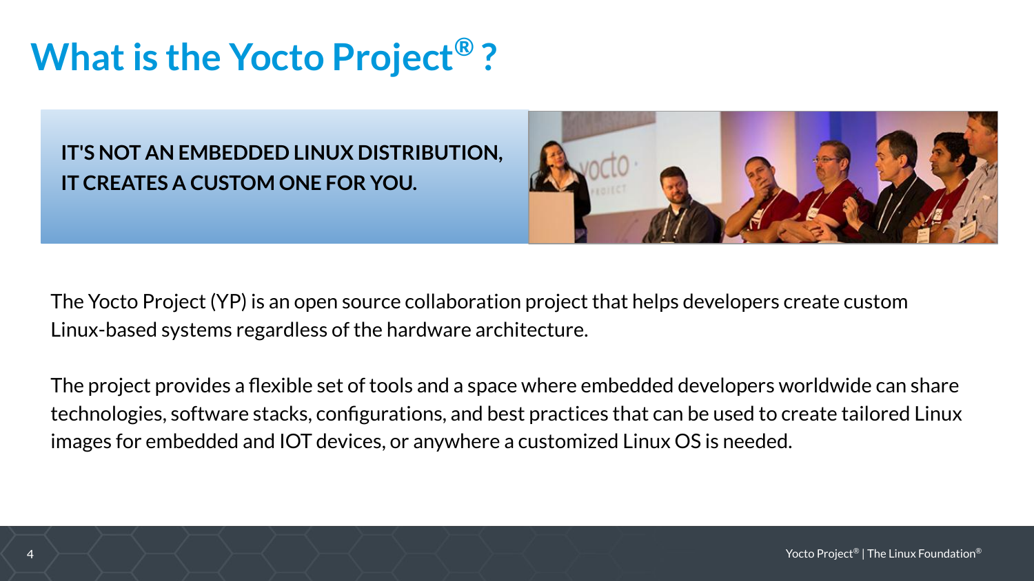# What is the Yocto Project® ?

**IT'S NOT AN EMBEDDED LINUX DISTRIBUTION, IT CREATES A CUSTOM ONE FOR YOU.**

The Yocto Project (YP) is an open source collaboration project that helps developers create custom Linux-based systems regardless of the hardware architecture.

The project provides a flexible set of tools and a space where embedded developers worldwide can share technologies, software stacks, configurations, and best practices that can be used to create tailored Linux images for embedded and IOT devices, or anywhere a customized Linux OS is needed.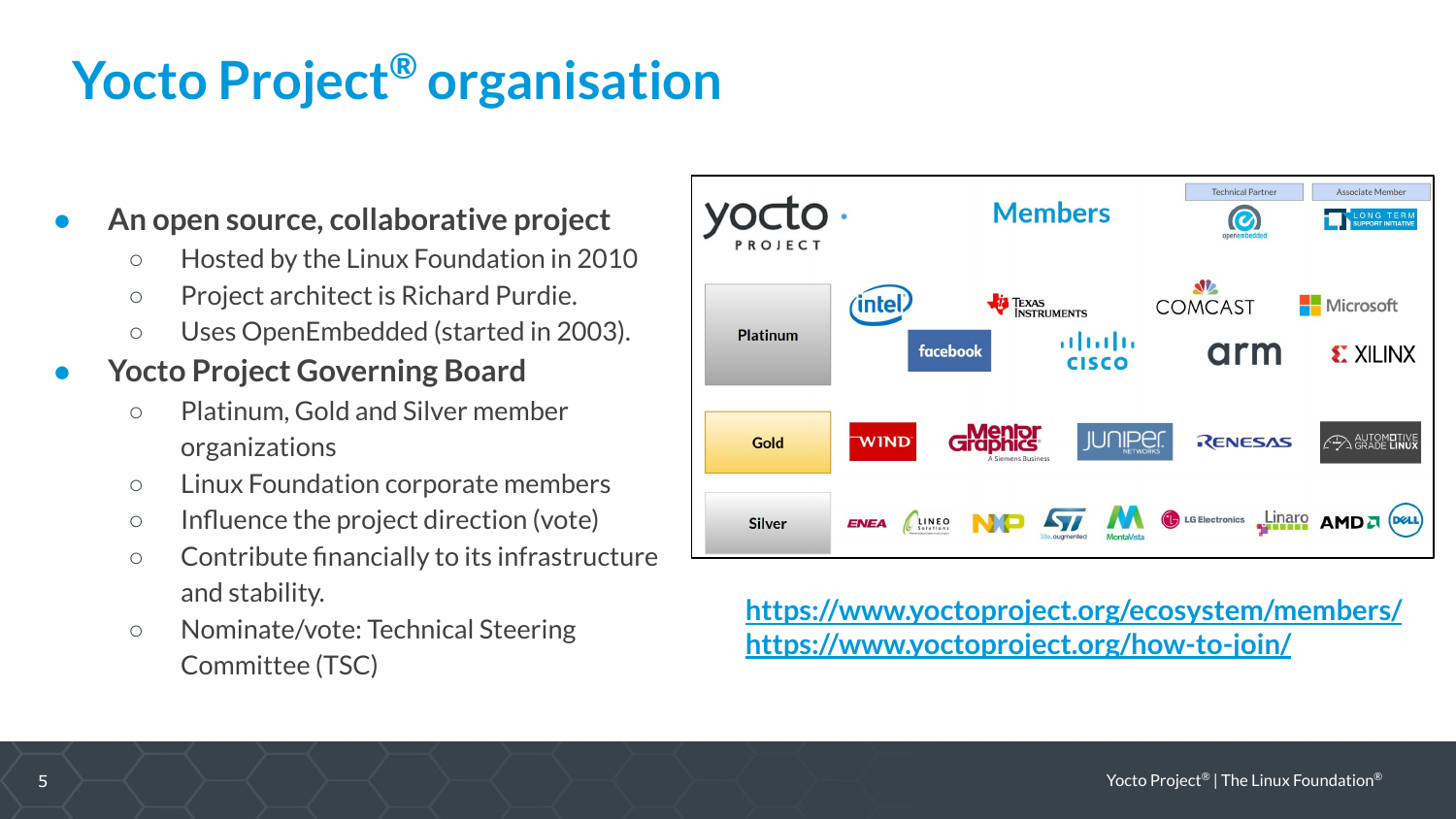# Yocto Project® organisation

- **An open source, collaborative project**
  - Hosted by the Linux Foundation in 2010
  - Project architect is Richard Purdie.
  - Uses OpenEmbedded (started in 2003).
- **Yocto Project Governing Board**
  - Platinum, Gold and Silver member organizations
  - Linux Foundation corporate members
  - Influence the project direction (vote)
  - Contribute financially to its infrastructure and stability.
  - Nominate/vote: Technical Steering Committee (TSC)

| Members | |
| --- | --- |
| Technical Partner | openembedded |
| Associate Member | Long Term Support Initiative |
| Platinum | Intel, Texas Instruments, Comcast, Microsoft, Facebook, Cisco, arm, Xilinx |
| Gold | Wind, Mentor Graphics (A Siemens Business), Juniper Networks, Renesas, Automotive Grade Linux |
| Silver | Enea, Lineo Solutions, NXP, ST, MontaVista, LG Electronics, Linaro, AMD, Dell |

https://www.yoctoproject.org/ecosystem/members/
https://www.yoctoproject.org/how-to-join/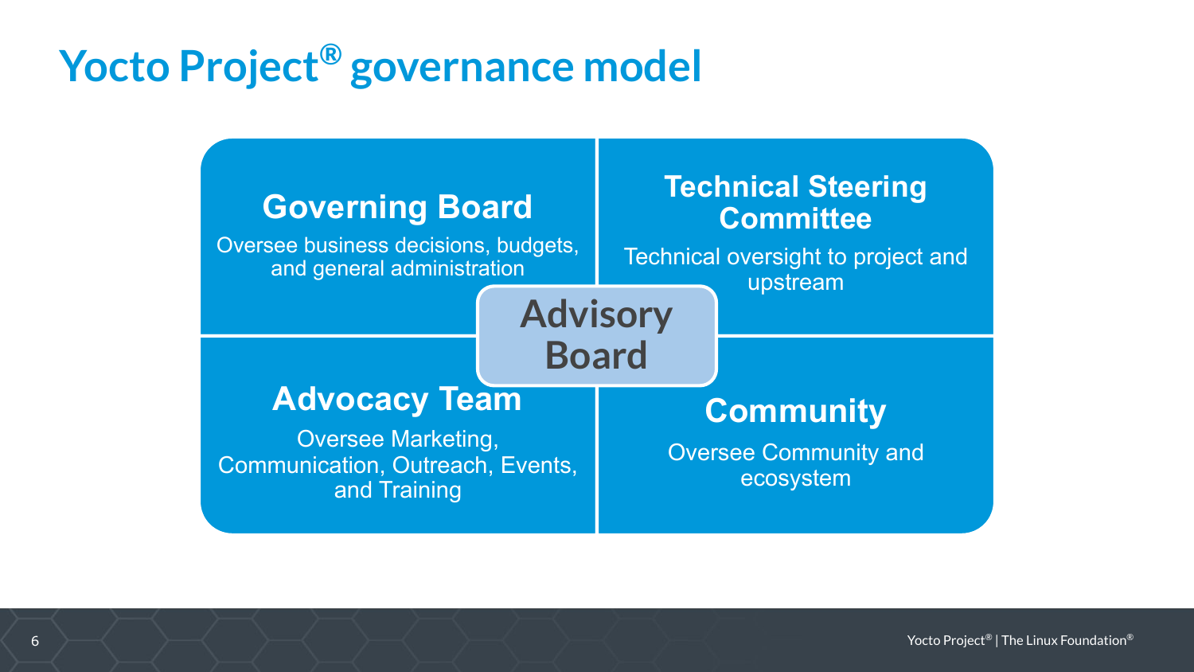# Yocto Project® governance model

## Governing Board

Oversee business decisions, budgets, and general administration

## Technical Steering Committee

Technical oversight to project and upstream

## Advisory Board

## Advocacy Team

Oversee Marketing, Communication, Outreach, Events, and Training

## Community

Oversee Community and ecosystem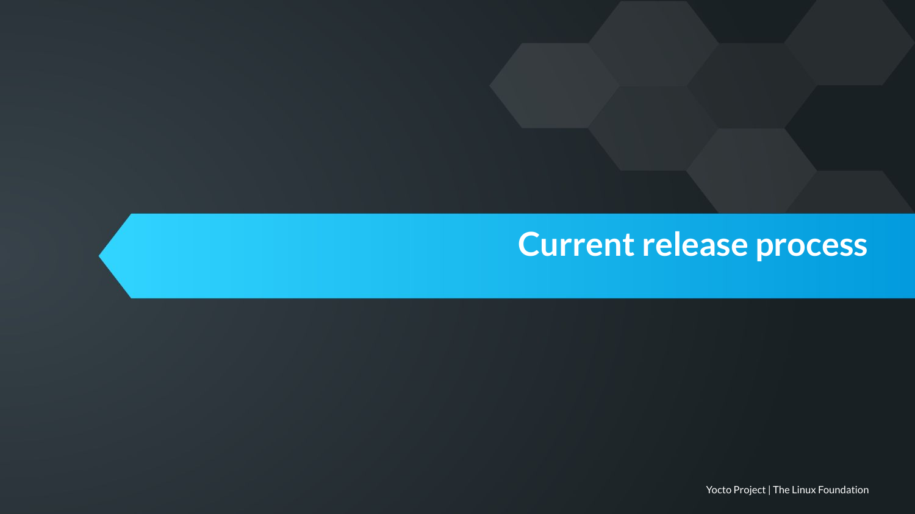# Current release process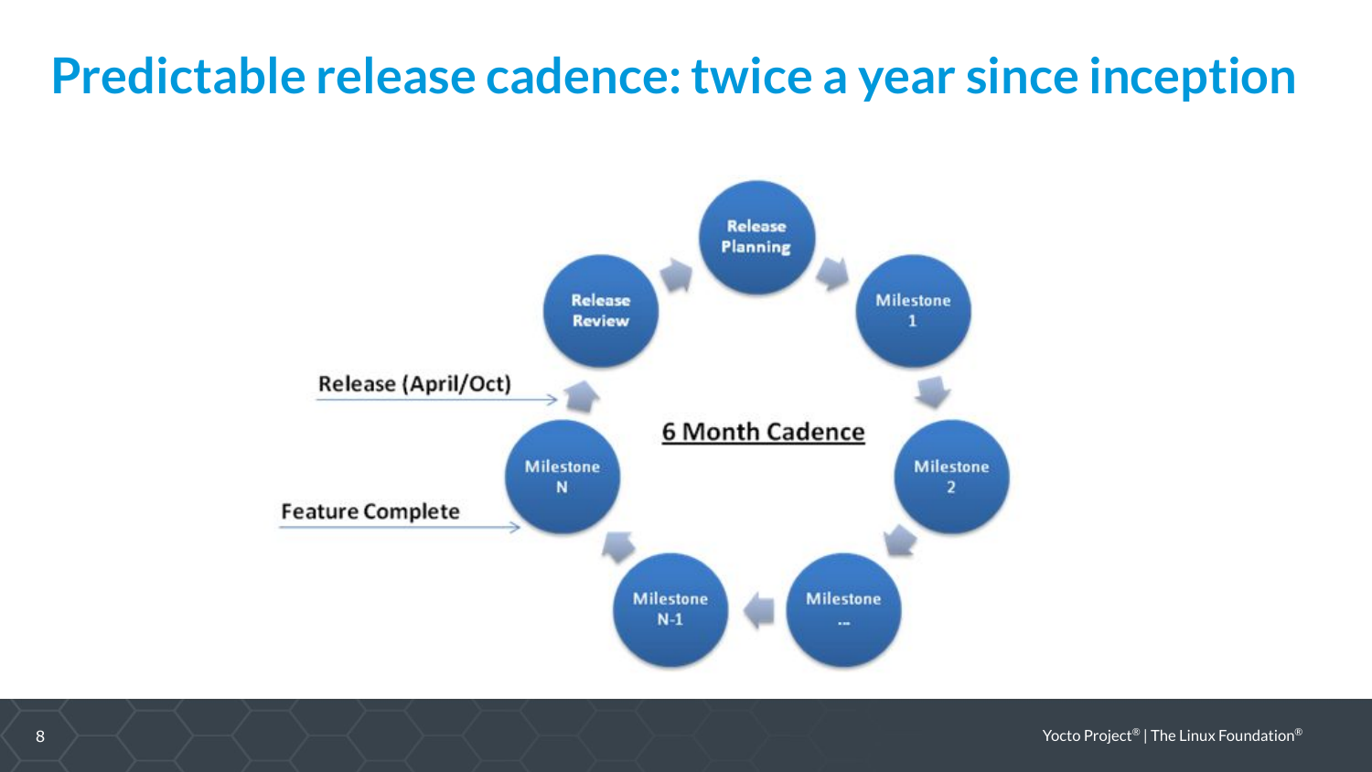# Predictable release cadence: twice a year since inception

Release Planning → Milestone 1 → Milestone 2 → Milestone ... → Milestone N-1 → Milestone N → Release Review → Release Planning

**6 Month Cadence**

Release (April/Oct)

Feature Complete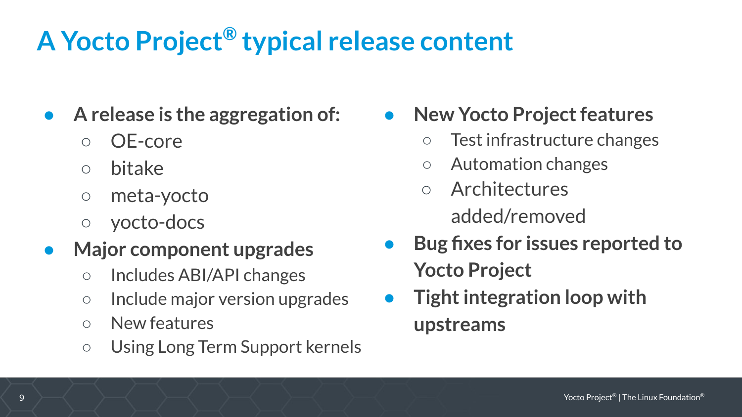# A Yocto Project® typical release content

- **A release is the aggregation of:**
  - OE-core
  - bitake
  - meta-yocto
  - yocto-docs
- **Major component upgrades**
  - Includes ABI/API changes
  - Include major version upgrades
  - New features
  - Using Long Term Support kernels
- **New Yocto Project features**
  - Test infrastructure changes
  - Automation changes
  - Architectures added/removed
- **Bug fixes for issues reported to Yocto Project**
- **Tight integration loop with upstreams**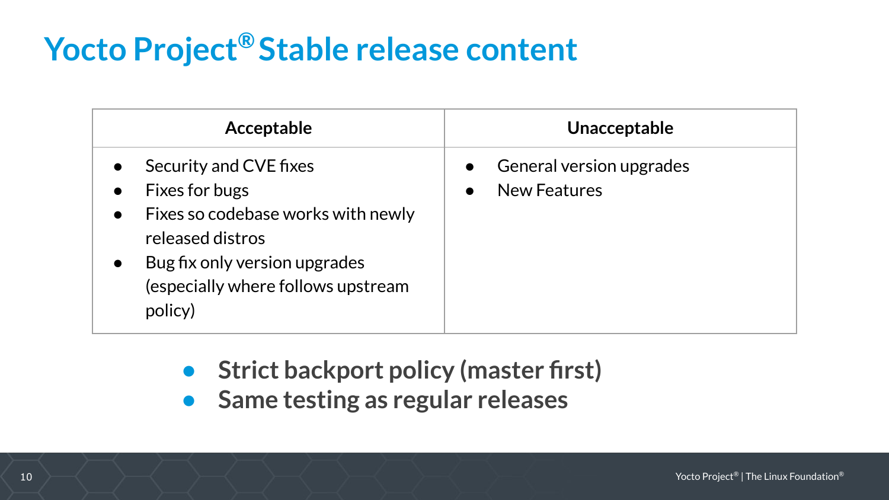# Yocto Project® Stable release content

| Acceptable | Unacceptable |
|---|---|
| • Security and CVE fixes<br>• Fixes for bugs<br>• Fixes so codebase works with newly released distros<br>• Bug fix only version upgrades (especially where follows upstream policy) | • General version upgrades<br>• New Features |

- **Strict backport policy (master first)**
- **Same testing as regular releases**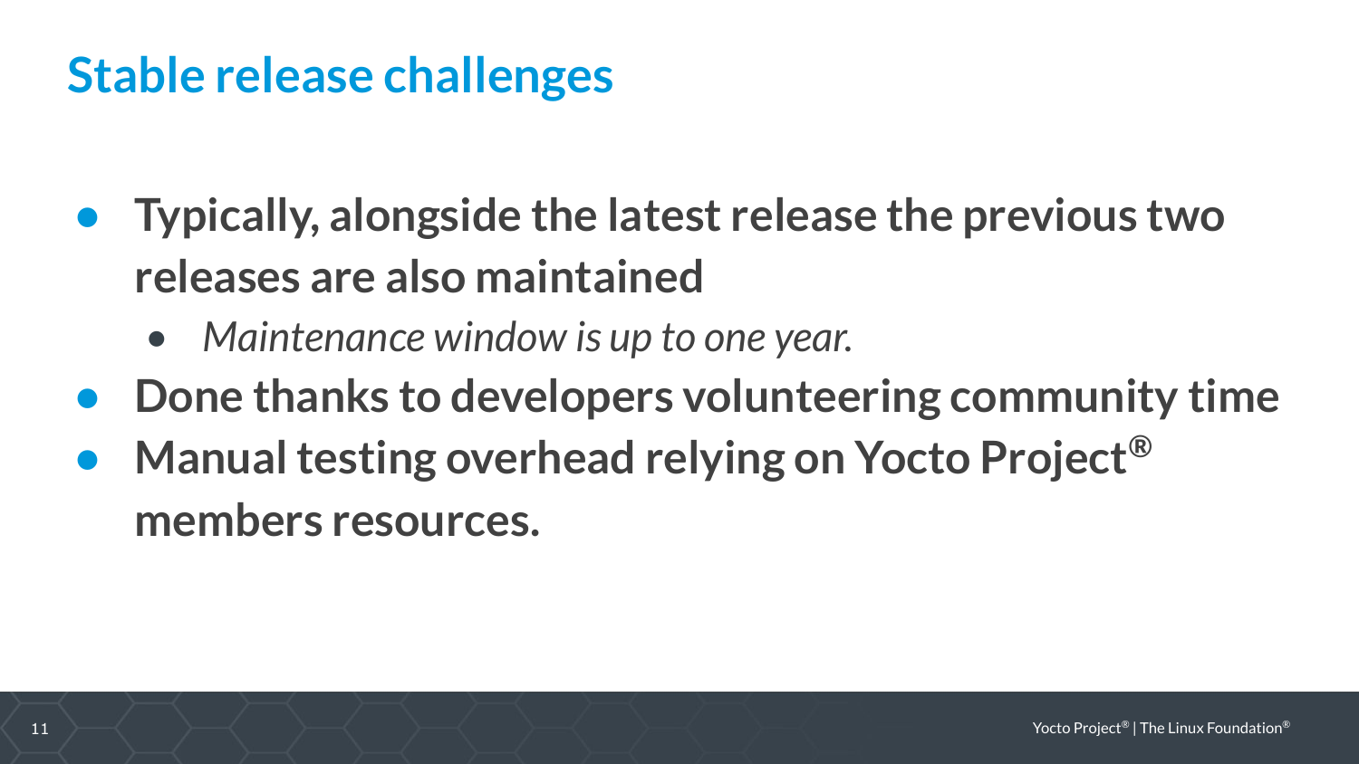# Stable release challenges

- **Typically, alongside the latest release the previous two releases are also maintained**
  - *Maintenance window is up to one year.*
- **Done thanks to developers volunteering community time**
- **Manual testing overhead relying on Yocto Project® members resources.**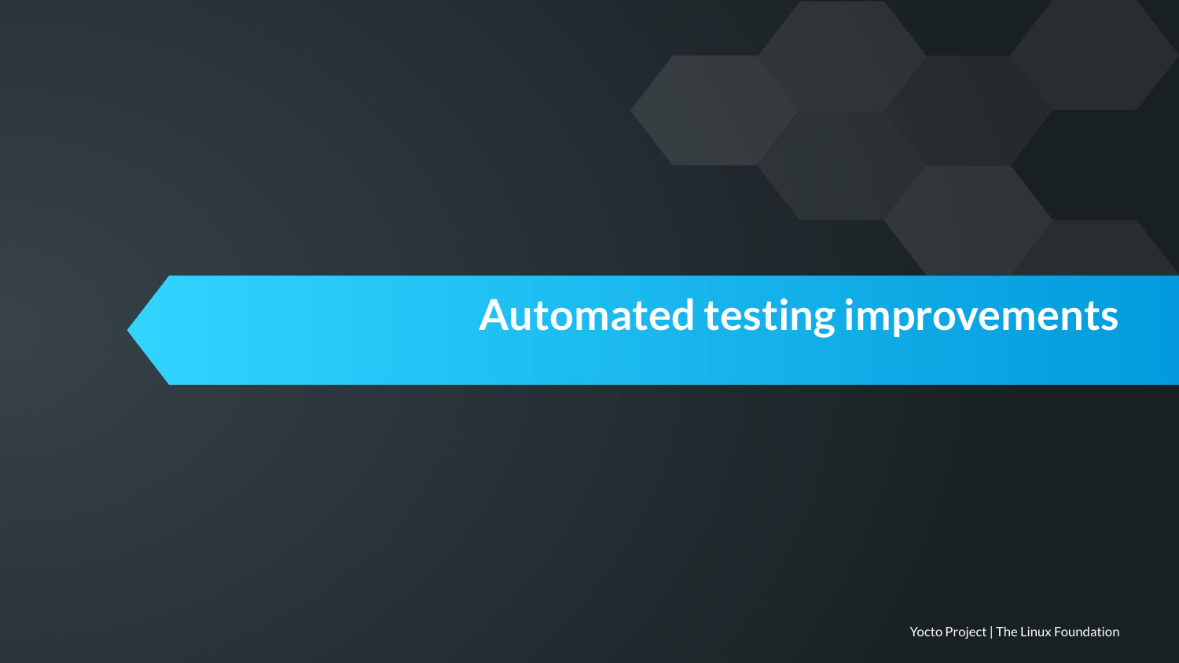# Automated testing improvements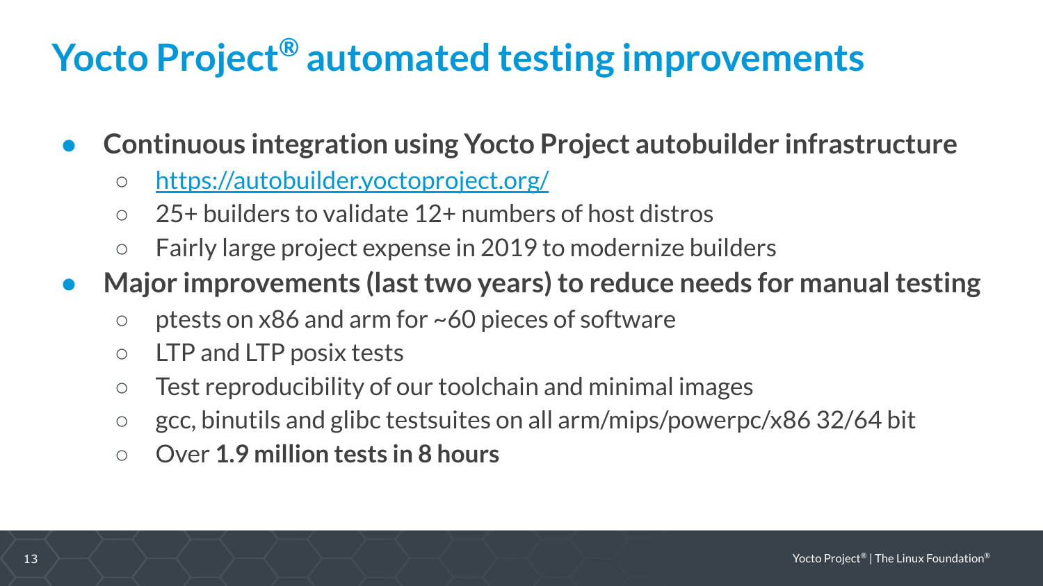# Yocto Project® automated testing improvements

- **Continuous integration using Yocto Project autobuilder infrastructure**
  - [https://autobuilder.yoctoproject.org/](https://autobuilder.yoctoproject.org/)
  - 25+ builders to validate 12+ numbers of host distros
  - Fairly large project expense in 2019 to modernize builders
- **Major improvements (last two years) to reduce needs for manual testing**
  - ptests on x86 and arm for ~60 pieces of software
  - LTP and LTP posix tests
  - Test reproducibility of our toolchain and minimal images
  - gcc, binutils and glibc testsuites on all arm/mips/powerpc/x86 32/64 bit
  - Over **1.9 million tests in 8 hours**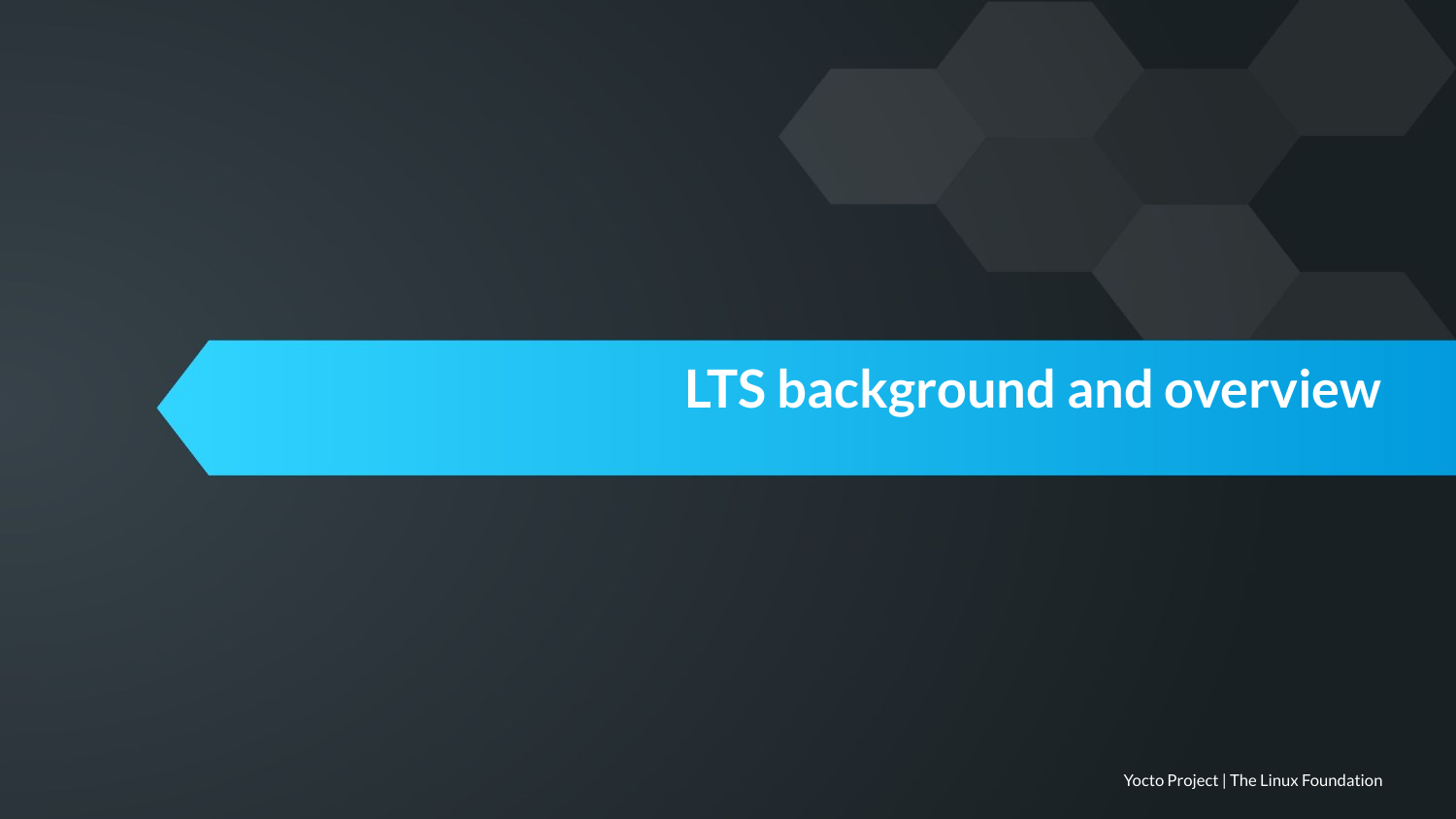# LTS background and overview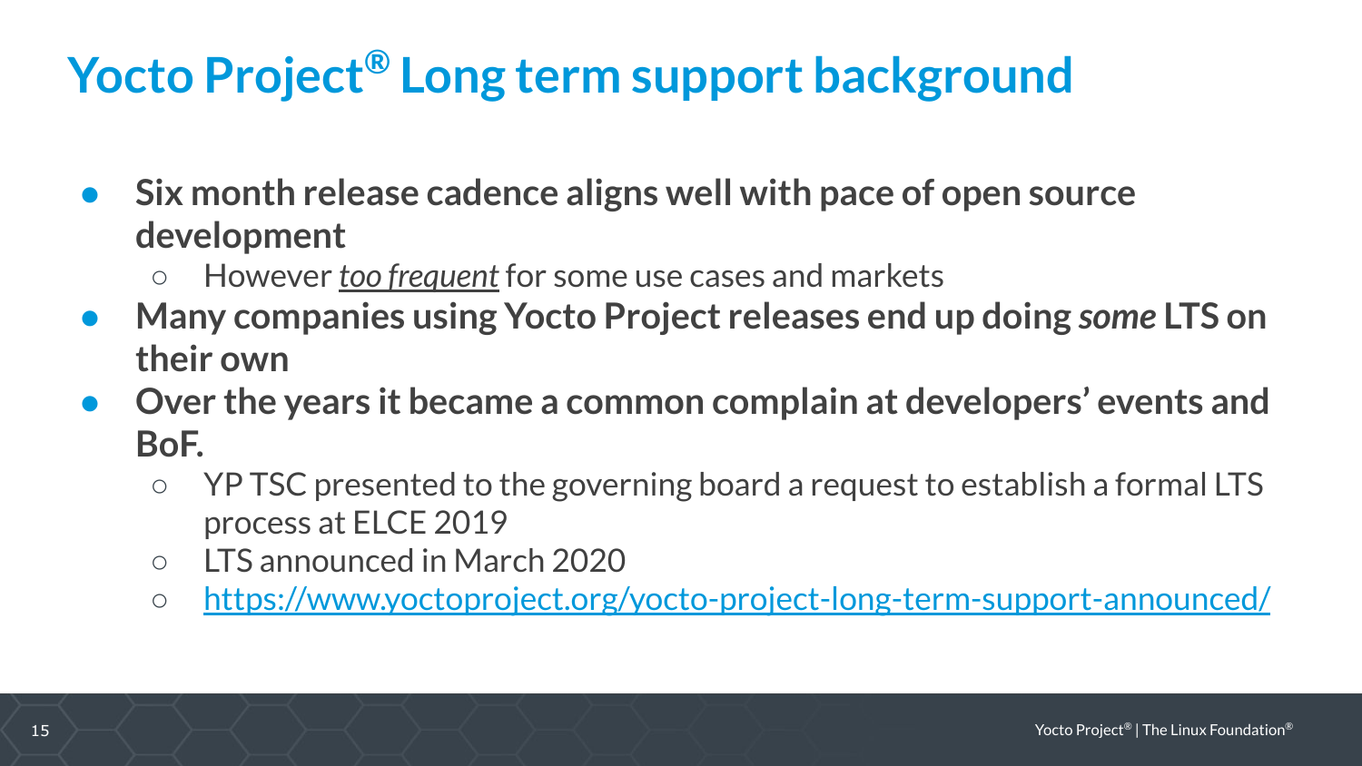# Yocto Project® Long term support background

- **Six month release cadence aligns well with pace of open source development**
  - However <u>*too frequent*</u> for some use cases and markets
- **Many companies using Yocto Project releases end up doing *some* LTS on their own**
- **Over the years it became a common complain at developers' events and BoF.**
  - YP TSC presented to the governing board a request to establish a formal LTS process at ELCE 2019
  - LTS announced in March 2020
  - https://www.yoctoproject.org/yocto-project-long-term-support-announced/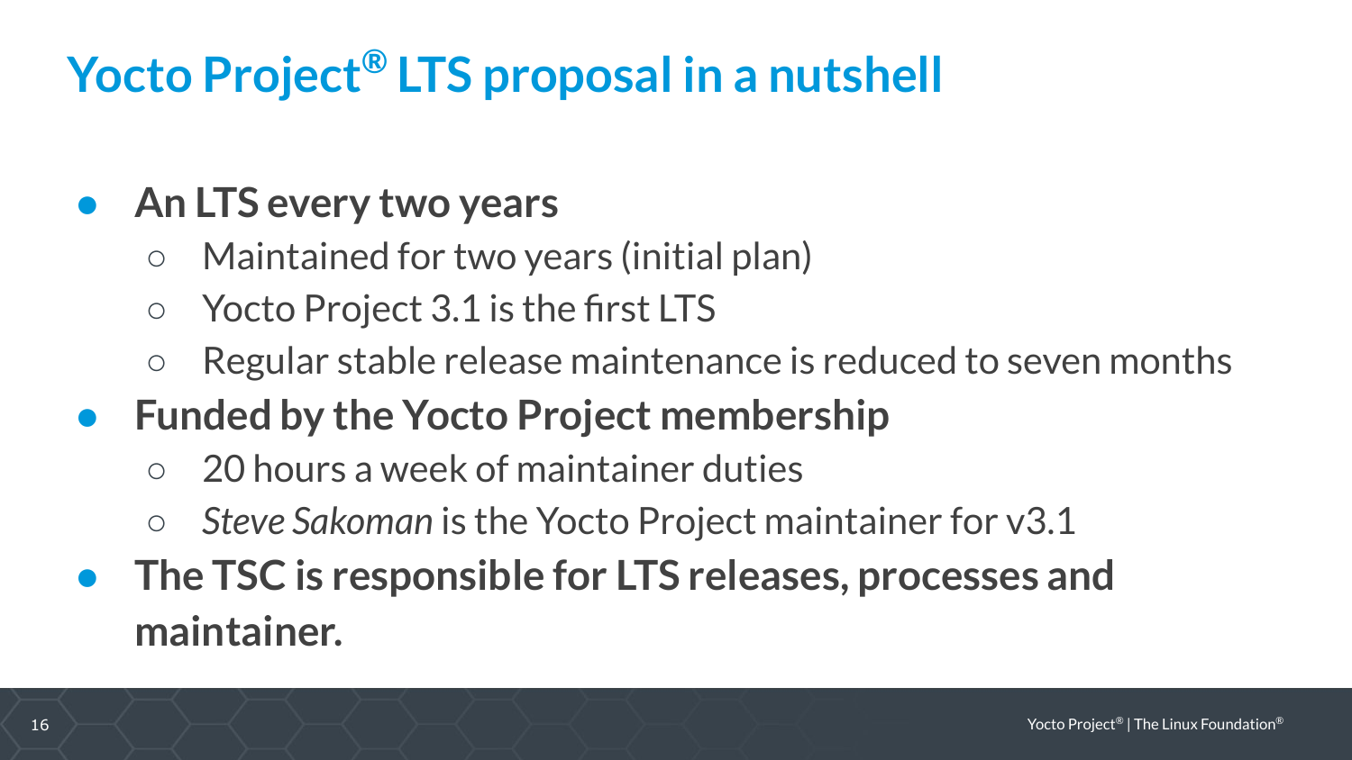# Yocto Project® LTS proposal in a nutshell

- **An LTS every two years**
  - Maintaned for two years (initial plan)
  - Yocto Project 3.1 is the first LTS
  - Regular stable release maintenance is reduced to seven months
- **Funded by the Yocto Project membership**
  - 20 hours a week of maintainer duties
  - *Steve Sakoman* is the Yocto Project maintainer for v3.1
- **The TSC is responsible for LTS releases, processes and maintainer.**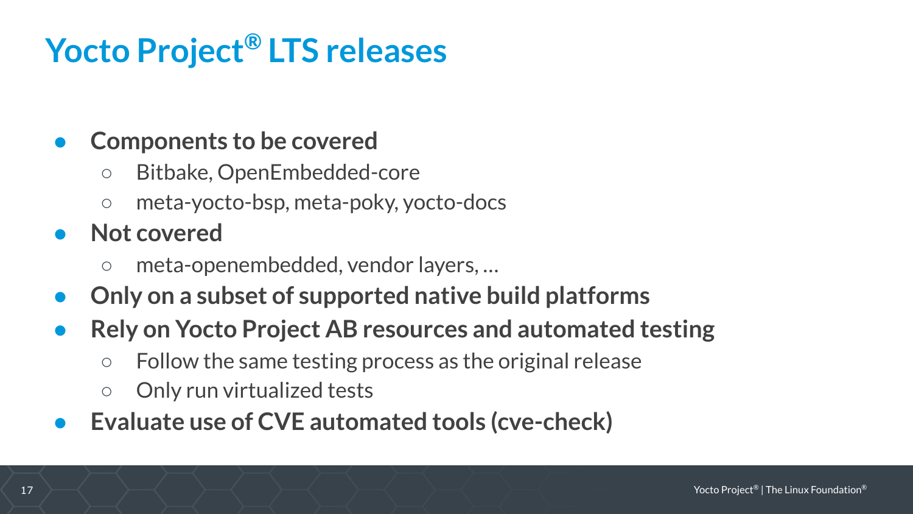# Yocto Project® LTS releases

- **Components to be covered**
  - Bitbake, OpenEmbedded-core
  - meta-yocto-bsp, meta-poky, yocto-docs
- **Not covered**
  - meta-openembedded, vendor layers, …
- **Only on a subset of supported native build platforms**
- **Rely on Yocto Project AB resources and automated testing**
  - Follow the same testing process as the original release
  - Only run virtualized tests
- **Evaluate use of CVE automated tools (cve-check)**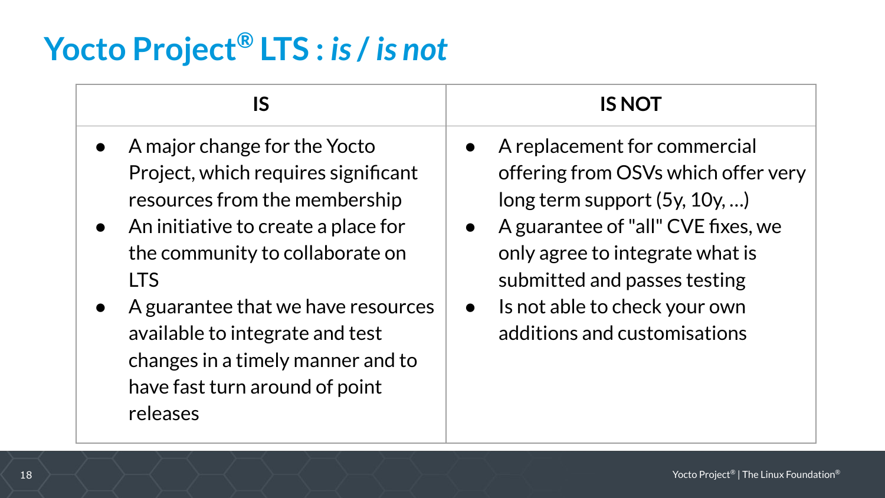# Yocto Project® LTS : *is / is not*

| IS | IS NOT |
| --- | --- |
| • A major change for the Yocto Project, which requires significant resources from the membership<br>• An initiative to create a place for the community to collaborate on LTS<br>• A guarantee that we have resources available to integrate and test changes in a timely manner and to have fast turn around of point releases | • A replacement for commercial offering from OSVs which offer very long term support (5y, 10y, …)<br>• A guarantee of "all" CVE fixes, we only agree to integrate what is submitted and passes testing<br>• Is not able to check your own additions and customisations |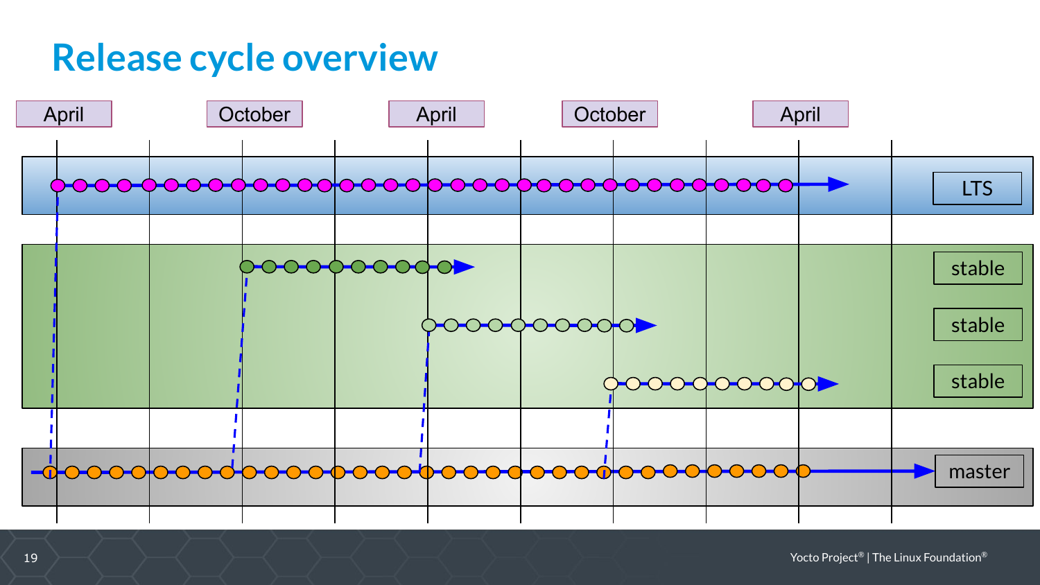# Release cycle overview

April | October | April | October | April

LTS

stable

stable

stable

master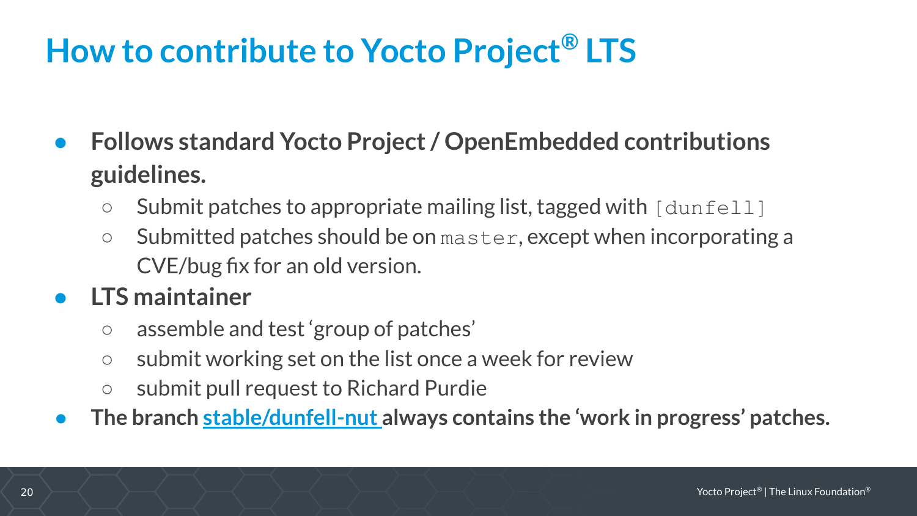# How to contribute to Yocto Project® LTS

- **Follows standard Yocto Project / OpenEmbedded contributions guidelines.**
  - Submit patches to appropriate mailing list, tagged with `[dunfell]`
  - Submitted patches should be on `master`, except when incorporating a CVE/bug fix for an old version.
- **LTS maintainer**
  - assemble and test 'group of patches'
  - submit working set on the list once a week for review
  - submit pull request to Richard Purdie
- **The branch stable/dunfell-nut always contains the 'work in progress' patches.**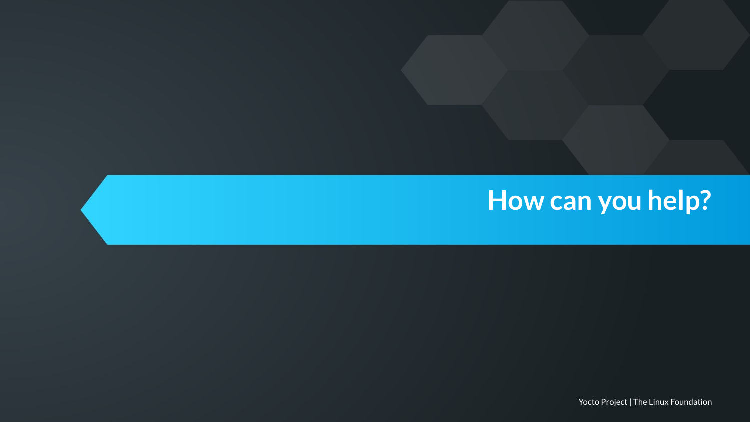# How can you help?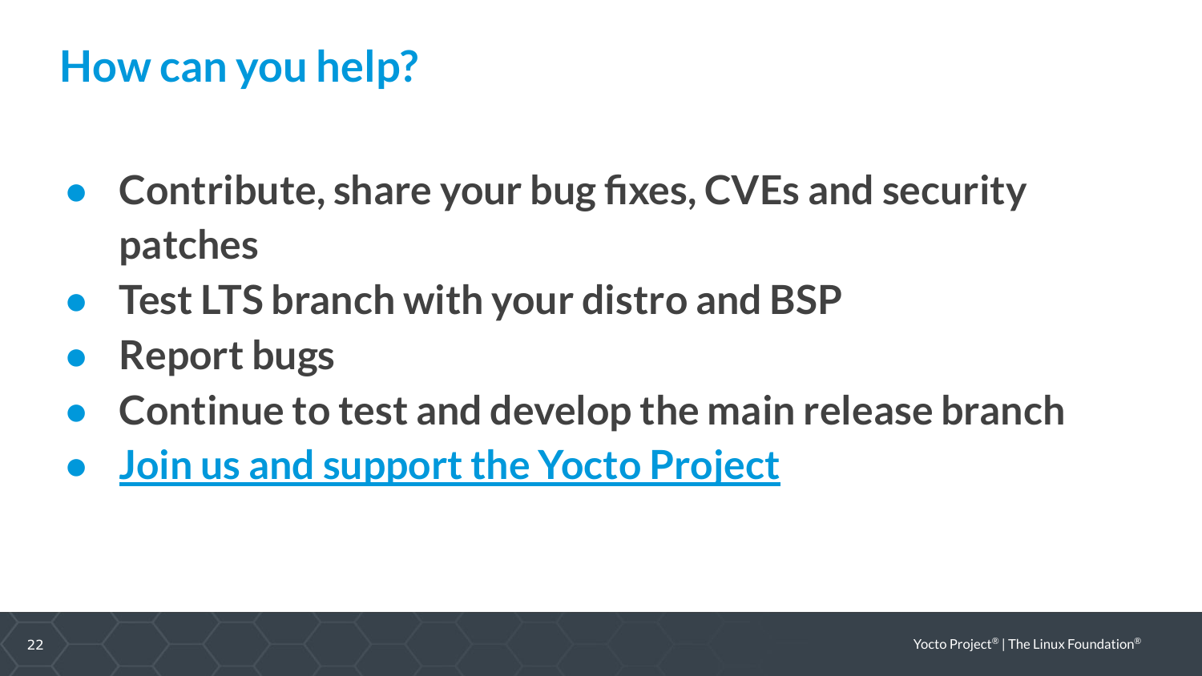# How can you help?

- Contribute, share your bug fixes, CVEs and security patches
- Test LTS branch with your distro and BSP
- Report bugs
- Continue to test and develop the main release branch
- Join us and support the Yocto Project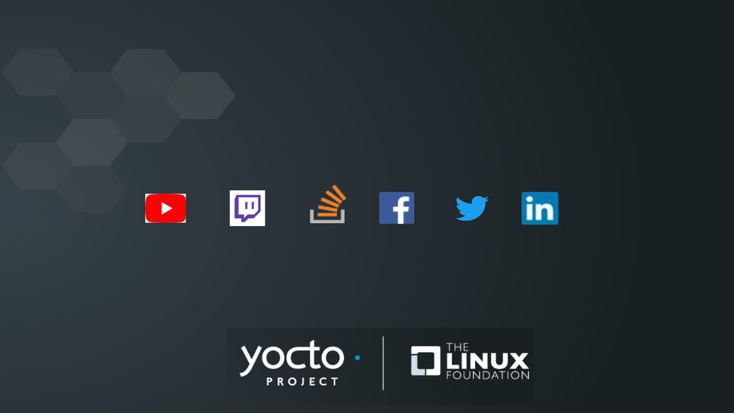yocto PROJECT

THE LINUX FOUNDATION